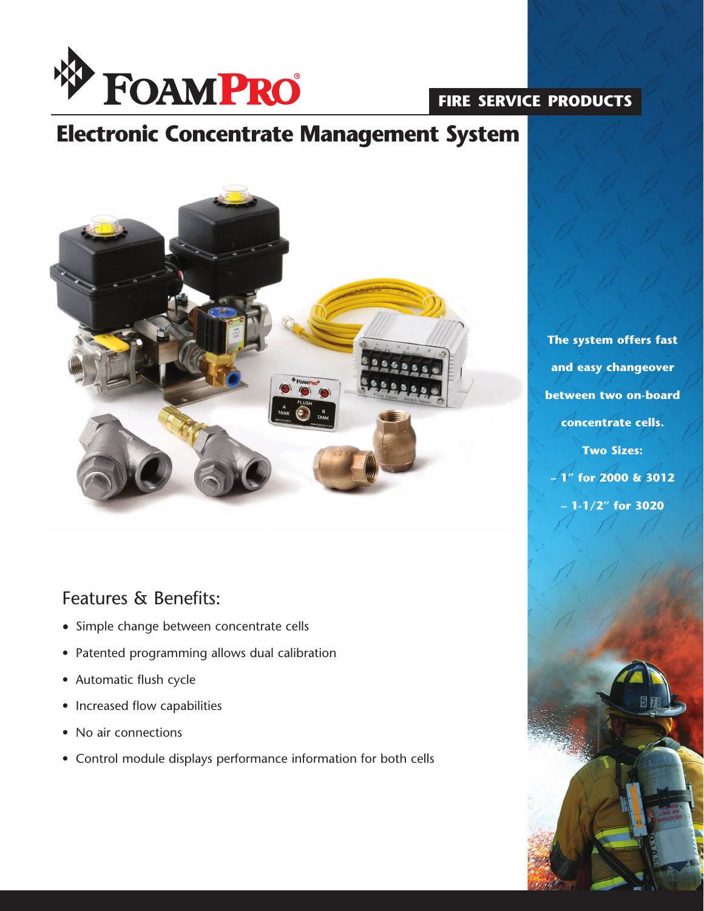FOAMPRO®

FIRE SERVICE PRODUCTS

# Electronic Concentrate Management System

**The system offers fast and easy changeover between two on-board concentrate cells.**

**Two Sizes:**

**– 1″ for 2000 & 3012**

**– 1-1/2″ for 3020**

## Features & Benefits:

- Simple change between concentrate cells
- Patented programming allows dual calibration
- Automatic flush cycle
- Increased flow capabilities
- No air connections
- Control module displays performance information for both cells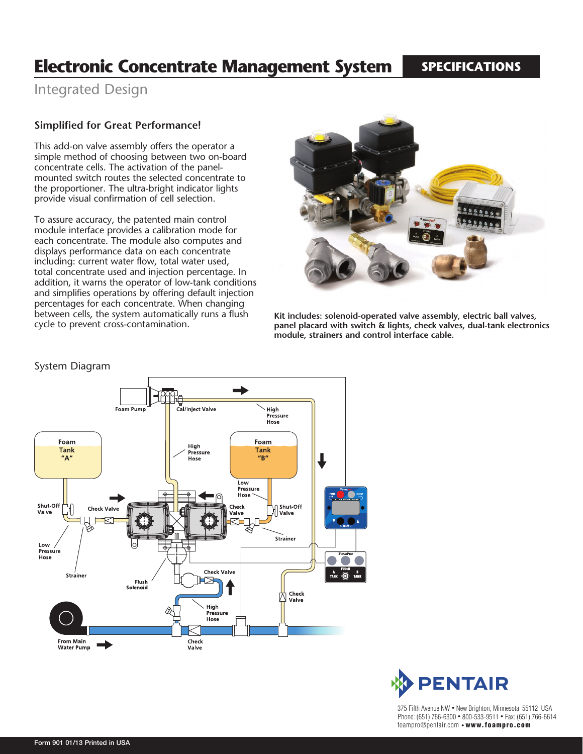# Electronic Concentrate Management System

**SPECIFICATIONS**

Integrated Design

### Simplified for Great Performance!

This add-on valve assembly offers the operator a simple method of choosing between two on-board concentrate cells. The activation of the panel-mounted switch routes the selected concentrate to the proportioner. The ultra-bright indicator lights provide visual confirmation of cell selection.

To assure accuracy, the patented main control module interface provides a calibration mode for each concentrate. The module also computes and displays performance data on each concentrate including: current water flow, total water used, total concentrate used and injection percentage. In addition, it warns the operator of low-tank conditions and simplifies operations by offering default injection percentages for each concentrate. When changing between cells, the system automatically runs a flush cycle to prevent cross-contamination.

**Kit includes: solenoid-operated valve assembly, electric ball valves, panel placard with switch & lights, check valves, dual-tank electronics module, strainers and control interface cable.**

System Diagram

Foam Pump
Cal/Inject Valve
High Pressure Hose
Foam Tank "A"
High Pressure Hose
Foam Tank "B"
Low Pressure Hose
Shut-Off Valve
Check Valve
Check Valve
Shut-Off Valve
Strainer
Low Pressure Hose
Strainer
Flush Solenoid
Check Valve
High Pressure Hose
Check Valve
From Main Water Pump
Check Valve
FLUSH
A TANK
B TANK

PENTAIR

375 Fifth Avenue NW • New Brighton, Minnesota 55112 USA
Phone: (651) 766-6300 • 800-533-9511 • Fax: (651) 766-6614
foampro@pentair.com • www.foampro.com

Form 901 01/13 Printed in USA